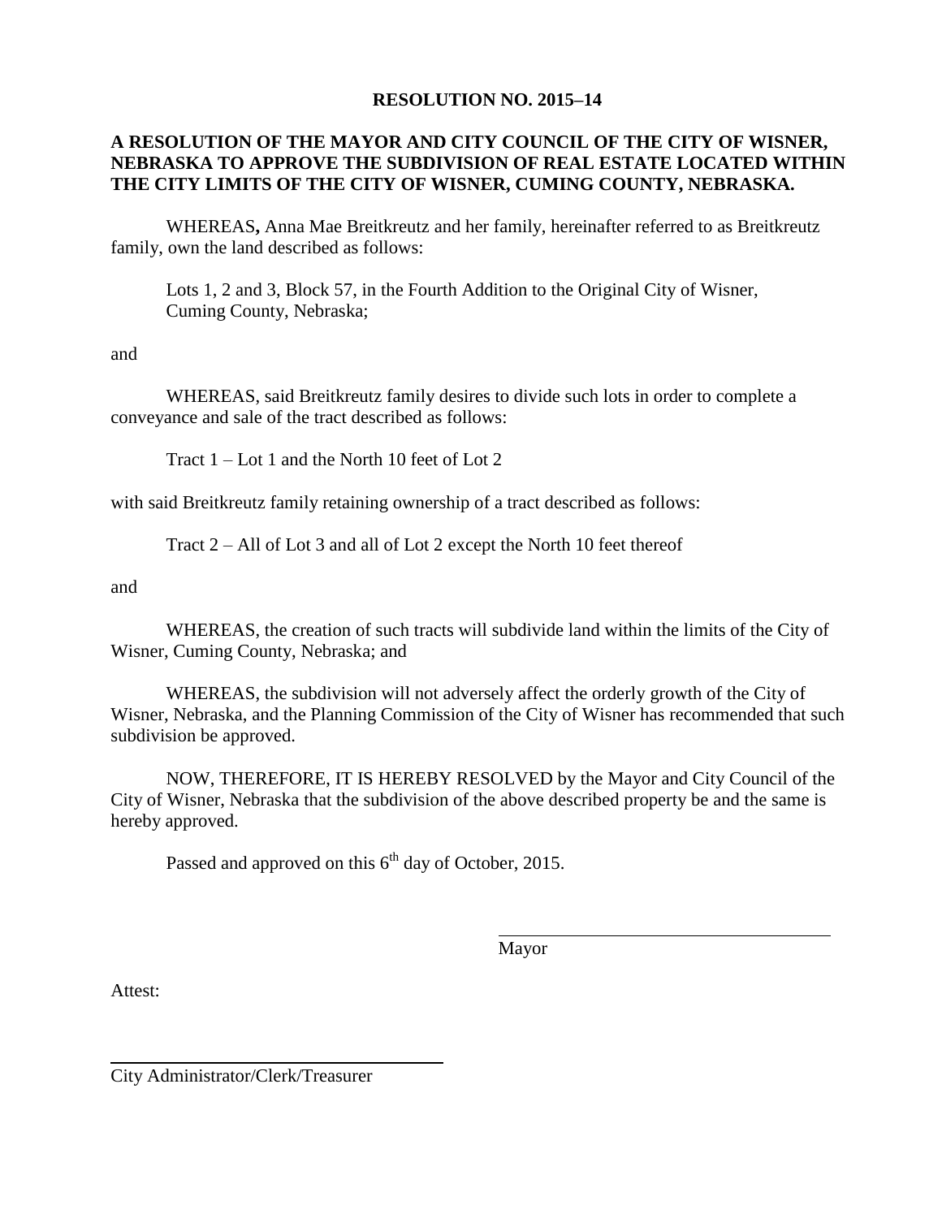**RESOLUTION NO. 2015–14**

**A RESOLUTION OF THE MAYOR AND CITY COUNCIL OF THE CITY OF WISNER, NEBRASKA TO APPROVE THE SUBDIVISION OF REAL ESTATE LOCATED WITHIN THE CITY LIMITS OF THE CITY OF WISNER, CUMING COUNTY, NEBRASKA.**

WHEREAS**,** Anna Mae Breitkreutz and her family, hereinafter referred to as Breitkreutz family, own the land described as follows:

> Lots 1, 2 and 3, Block 57, in the Fourth Addition to the Original City of Wisner, Cuming County, Nebraska;

and

WHEREAS, said Breitkreutz family desires to divide such lots in order to complete a conveyance and sale of the tract described as follows:

> Tract 1 – Lot 1 and the North 10 feet of Lot 2

with said Breitkreutz family retaining ownership of a tract described as follows:

> Tract 2 – All of Lot 3 and all of Lot 2 except the North 10 feet thereof

and

WHEREAS, the creation of such tracts will subdivide land within the limits of the City of Wisner, Cuming County, Nebraska; and

WHEREAS, the subdivision will not adversely affect the orderly growth of the City of Wisner, Nebraska, and the Planning Commission of the City of Wisner has recommended that such subdivision be approved.

NOW, THEREFORE, IT IS HEREBY RESOLVED by the Mayor and City Council of the City of Wisner, Nebraska that the subdivision of the above described property be and the same is hereby approved.

Passed and approved on this 6th day of October, 2015.

\_\_\_\_\_\_\_\_\_\_\_\_\_\_\_\_\_\_\_\_\_\_\_\_\_\_\_\_\_\_\_\_\_\_\_\_\_\_
Mayor

Attest:

\_\_\_\_\_\_\_\_\_\_\_\_\_\_\_\_\_\_\_\_\_\_\_\_\_\_\_\_\_\_\_\_\_\_\_\_\_\_
City Administrator/Clerk/Treasurer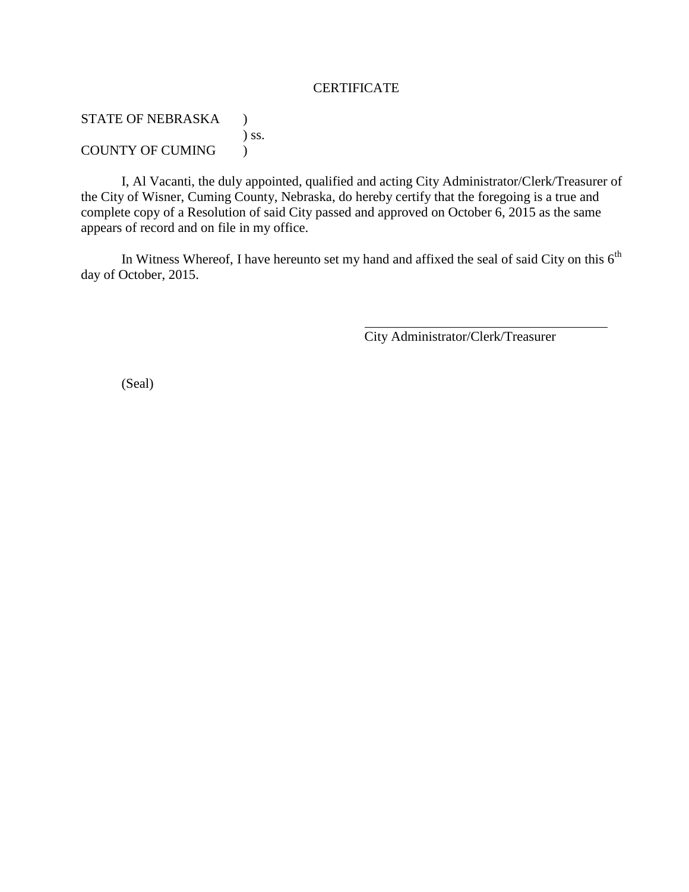# CERTIFICATE

STATE OF NEBRASKA )
) ss.
COUNTY OF CUMING )

I, Al Vacanti, the duly appointed, qualified and acting City Administrator/Clerk/Treasurer of the City of Wisner, Cuming County, Nebraska, do hereby certify that the foregoing is a true and complete copy of a Resolution of said City passed and approved on October 6, 2015 as the same appears of record and on file in my office.

In Witness Whereof, I have hereunto set my hand and affixed the seal of said City on this 6th day of October, 2015.

\_\_\_\_\_\_\_\_\_\_\_\_\_\_\_\_\_\_\_\_\_\_\_\_\_\_\_\_\_\_\_\_\_\_\_\_\_\_
City Administrator/Clerk/Treasurer

(Seal)